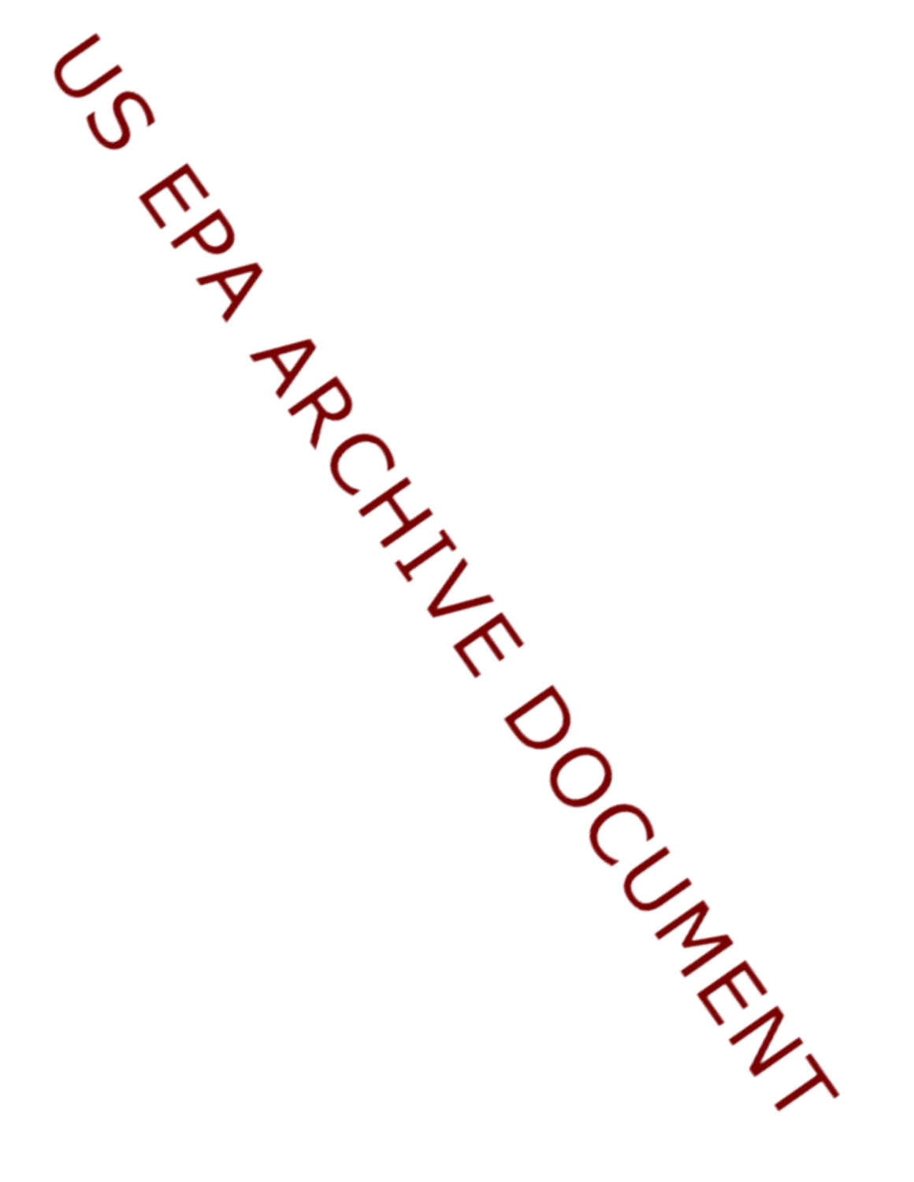US EPA ARCHIVE DOCUMENT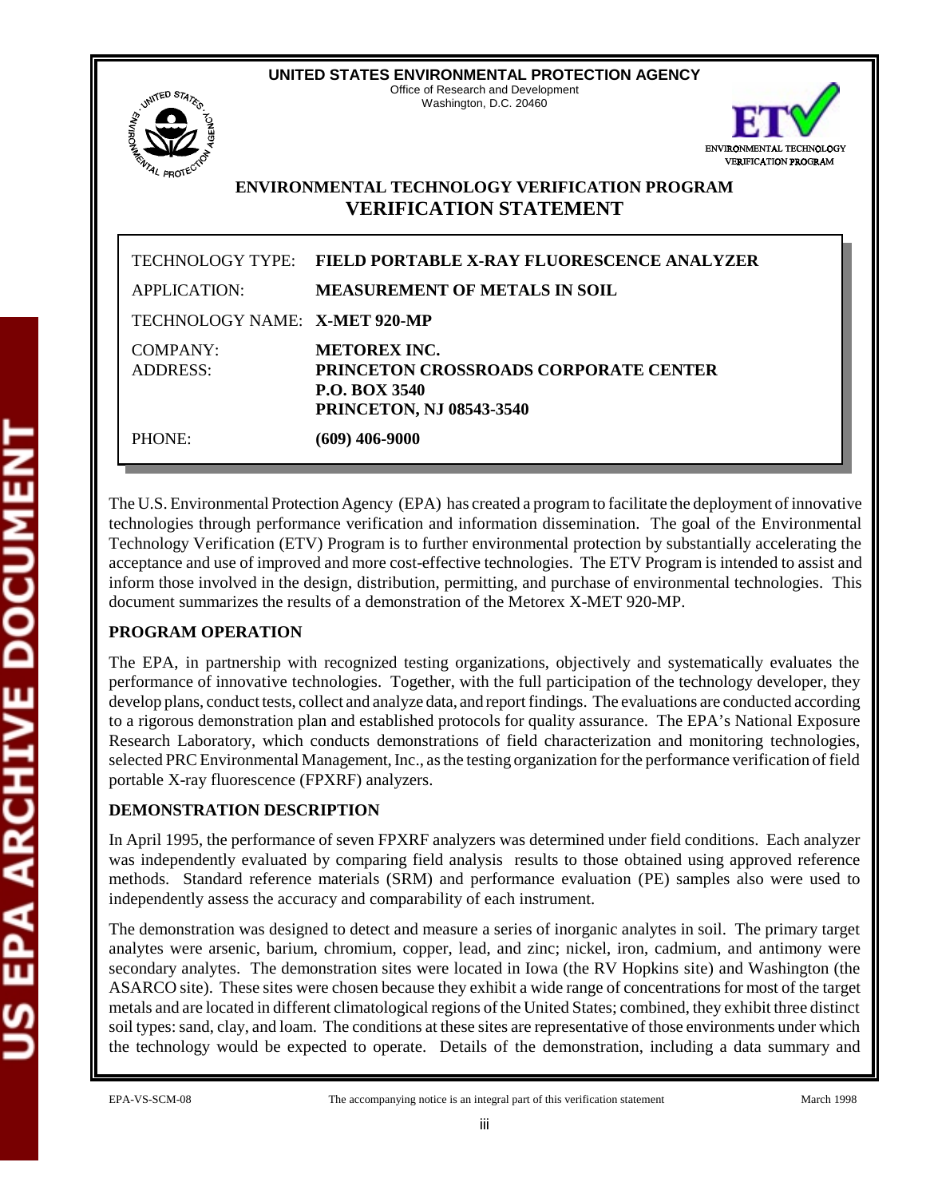**UNITED STATES ENVIRONMENTAL PROTECTION AGENCY**
Office of Research and Development
Washington, D.C. 20460

ENVIRONMENTAL TECHNOLOGY VERIFICATION PROGRAM

## ENVIRONMENTAL TECHNOLOGY VERIFICATION PROGRAM
## VERIFICATION STATEMENT

| | |
|---|---|
| TECHNOLOGY TYPE: | **FIELD PORTABLE X-RAY FLUORESCENCE ANALYZER** |
| APPLICATION: | **MEASUREMENT OF METALS IN SOIL** |
| TECHNOLOGY NAME: | **X-MET 920-MP** |
| COMPANY: | **METOREX INC.** |
| ADDRESS: | **PRINCETON CROSSROADS CORPORATE CENTER**<br>**P.O. BOX 3540**<br>**PRINCETON, NJ 08543-3540** |
| PHONE: | **(609) 406-9000** |

The U.S. Environmental Protection Agency (EPA) has created a program to facilitate the deployment of innovative technologies through performance verification and information dissemination. The goal of the Environmental Technology Verification (ETV) Program is to further environmental protection by substantially accelerating the acceptance and use of improved and more cost-effective technologies. The ETV Program is intended to assist and inform those involved in the design, distribution, permitting, and purchase of environmental technologies. This document summarizes the results of a demonstration of the Metorex X-MET 920-MP.

**PROGRAM OPERATION**

The EPA, in partnership with recognized testing organizations, objectively and systematically evaluates the performance of innovative technologies. Together, with the full participation of the technology developer, they develop plans, conduct tests, collect and analyze data, and report findings. The evaluations are conducted according to a rigorous demonstration plan and established protocols for quality assurance. The EPA's National Exposure Research Laboratory, which conducts demonstrations of field characterization and monitoring technologies, selected PRC Environmental Management, Inc., as the testing organization for the performance verification of field portable X-ray fluorescence (FPXRF) analyzers.

**DEMONSTRATION DESCRIPTION**

In April 1995, the performance of seven FPXRF analyzers was determined under field conditions. Each analyzer was independently evaluated by comparing field analysis results to those obtained using approved reference methods. Standard reference materials (SRM) and performance evaluation (PE) samples also were used to independently assess the accuracy and comparability of each instrument.

The demonstration was designed to detect and measure a series of inorganic analytes in soil. The primary target analytes were arsenic, barium, chromium, copper, lead, and zinc; nickel, iron, cadmium, and antimony were secondary analytes. The demonstration sites were located in Iowa (the RV Hopkins site) and Washington (the ASARCO site). These sites were chosen because they exhibit a wide range of concentrations for most of the target metals and are located in different climatological regions of the United States; combined, they exhibit three distinct soil types: sand, clay, and loam. The conditions at these sites are representative of those environments under which the technology would be expected to operate. Details of the demonstration, including a data summary and

EPA-VS-SCM-08 The accompanying notice is an integral part of this verification statement March 1998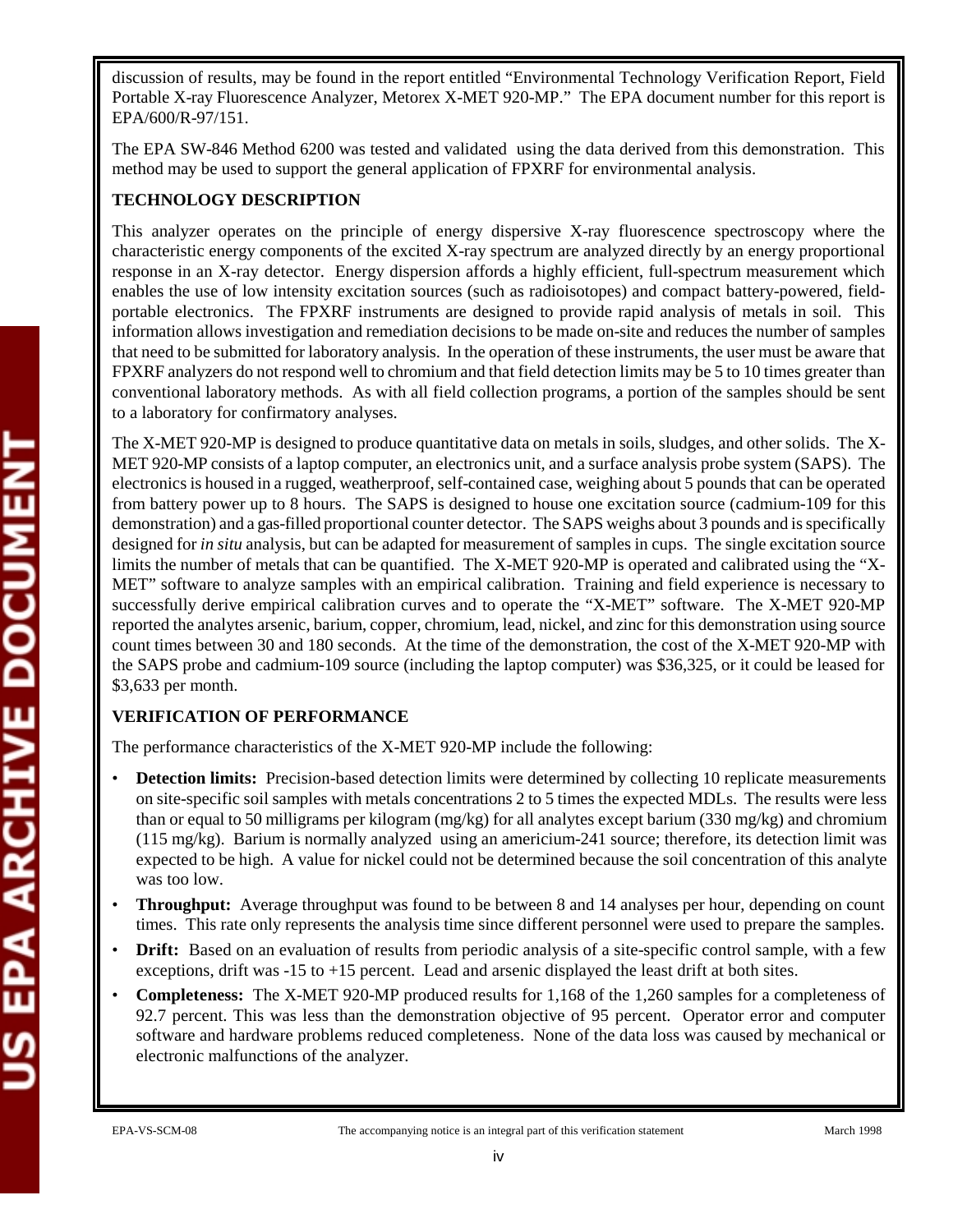discussion of results, may be found in the report entitled "Environmental Technology Verification Report, Field Portable X-ray Fluorescence Analyzer, Metorex X-MET 920-MP." The EPA document number for this report is EPA/600/R-97/151.

The EPA SW-846 Method 6200 was tested and validated using the data derived from this demonstration. This method may be used to support the general application of FPXRF for environmental analysis.

**TECHNOLOGY DESCRIPTION**

This analyzer operates on the principle of energy dispersive X-ray fluorescence spectroscopy where the characteristic energy components of the excited X-ray spectrum are analyzed directly by an energy proportional response in an X-ray detector. Energy dispersion affords a highly efficient, full-spectrum measurement which enables the use of low intensity excitation sources (such as radioisotopes) and compact battery-powered, field-portable electronics. The FPXRF instruments are designed to provide rapid analysis of metals in soil. This information allows investigation and remediation decisions to be made on-site and reduces the number of samples that need to be submitted for laboratory analysis. In the operation of these instruments, the user must be aware that FPXRF analyzers do not respond well to chromium and that field detection limits may be 5 to 10 times greater than conventional laboratory methods. As with all field collection programs, a portion of the samples should be sent to a laboratory for confirmatory analyses.

The X-MET 920-MP is designed to produce quantitative data on metals in soils, sludges, and other solids. The X-MET 920-MP consists of a laptop computer, an electronics unit, and a surface analysis probe system (SAPS). The electronics is housed in a rugged, weatherproof, self-contained case, weighing about 5 pounds that can be operated from battery power up to 8 hours. The SAPS is designed to house one excitation source (cadmium-109 for this demonstration) and a gas-filled proportional counter detector. The SAPS weighs about 3 pounds and is specifically designed for *in situ* analysis, but can be adapted for measurement of samples in cups. The single excitation source limits the number of metals that can be quantified. The X-MET 920-MP is operated and calibrated using the "X-MET" software to analyze samples with an empirical calibration. Training and field experience is necessary to successfully derive empirical calibration curves and to operate the "X-MET" software. The X-MET 920-MP reported the analytes arsenic, barium, copper, chromium, lead, nickel, and zinc for this demonstration using source count times between 30 and 180 seconds. At the time of the demonstration, the cost of the X-MET 920-MP with the SAPS probe and cadmium-109 source (including the laptop computer) was $36,325, or it could be leased for $3,633 per month.

**VERIFICATION OF PERFORMANCE**

The performance characteristics of the X-MET 920-MP include the following:

- **Detection limits:** Precision-based detection limits were determined by collecting 10 replicate measurements on site-specific soil samples with metals concentrations 2 to 5 times the expected MDLs. The results were less than or equal to 50 milligrams per kilogram (mg/kg) for all analytes except barium (330 mg/kg) and chromium (115 mg/kg). Barium is normally analyzed using an americium-241 source; therefore, its detection limit was expected to be high. A value for nickel could not be determined because the soil concentration of this analyte was too low.
- **Throughput:** Average throughput was found to be between 8 and 14 analyses per hour, depending on count times. This rate only represents the analysis time since different personnel were used to prepare the samples.
- **Drift:** Based on an evaluation of results from periodic analysis of a site-specific control sample, with a few exceptions, drift was -15 to +15 percent. Lead and arsenic displayed the least drift at both sites.
- **Completeness:** The X-MET 920-MP produced results for 1,168 of the 1,260 samples for a completeness of 92.7 percent. This was less than the demonstration objective of 95 percent. Operator error and computer software and hardware problems reduced completeness. None of the data loss was caused by mechanical or electronic malfunctions of the analyzer.

EPA-VS-SCM-08 The accompanying notice is an integral part of this verification statement March 1998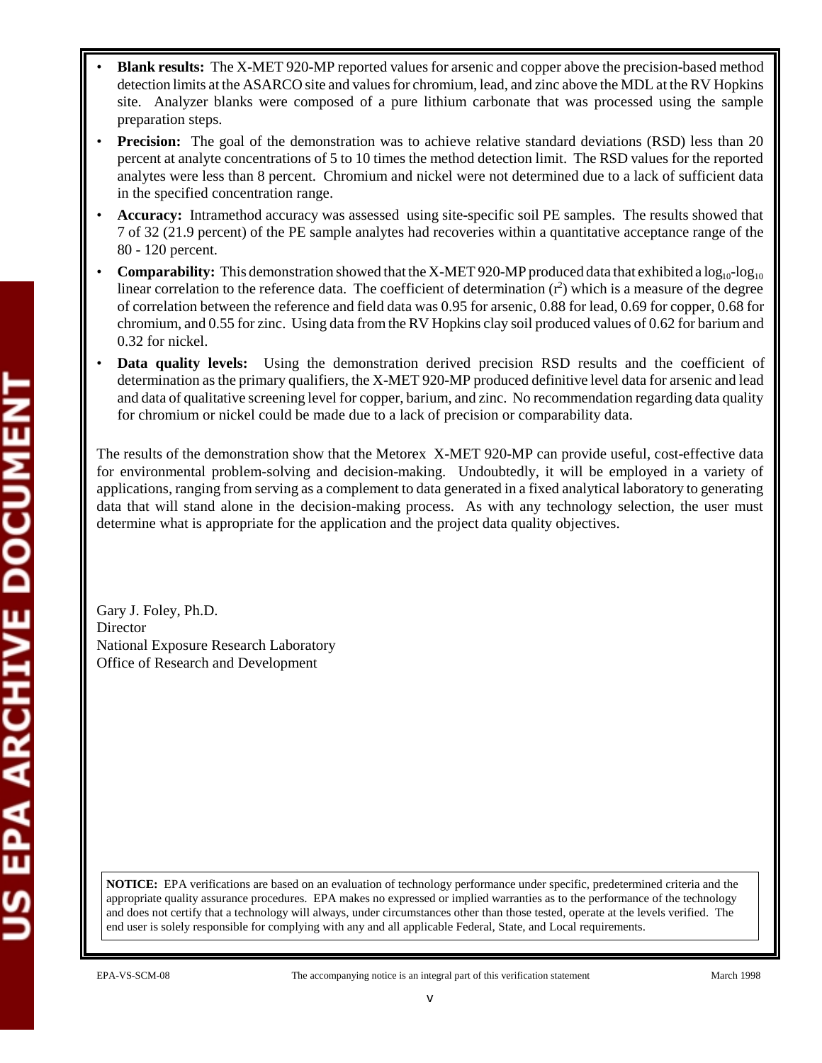- **Blank results:** The X-MET 920-MP reported values for arsenic and copper above the precision-based method detection limits at the ASARCO site and values for chromium, lead, and zinc above the MDL at the RV Hopkins site. Analyzer blanks were composed of a pure lithium carbonate that was processed using the sample preparation steps.
- **Precision:** The goal of the demonstration was to achieve relative standard deviations (RSD) less than 20 percent at analyte concentrations of 5 to 10 times the method detection limit. The RSD values for the reported analytes were less than 8 percent. Chromium and nickel were not determined due to a lack of sufficient data in the specified concentration range.
- **Accuracy:** Intramethod accuracy was assessed using site-specific soil PE samples. The results showed that 7 of 32 (21.9 percent) of the PE sample analytes had recoveries within a quantitative acceptance range of the 80 - 120 percent.
- **Comparability:** This demonstration showed that the X-MET 920-MP produced data that exhibited a $\log_{10}$-$\log_{10}$ linear correlation to the reference data. The coefficient of determination ($r^2$) which is a measure of the degree of correlation between the reference and field data was 0.95 for arsenic, 0.88 for lead, 0.69 for copper, 0.68 for chromium, and 0.55 for zinc. Using data from the RV Hopkins clay soil produced values of 0.62 for barium and 0.32 for nickel.
- **Data quality levels:** Using the demonstration derived precision RSD results and the coefficient of determination as the primary qualifiers, the X-MET 920-MP produced definitive level data for arsenic and lead and data of qualitative screening level for copper, barium, and zinc. No recommendation regarding data quality for chromium or nickel could be made due to a lack of precision or comparability data.

The results of the demonstration show that the Metorex X-MET 920-MP can provide useful, cost-effective data for environmental problem-solving and decision-making. Undoubtedly, it will be employed in a variety of applications, ranging from serving as a complement to data generated in a fixed analytical laboratory to generating data that will stand alone in the decision-making process. As with any technology selection, the user must determine what is appropriate for the application and the project data quality objectives.

Gary J. Foley, Ph.D.
Director
National Exposure Research Laboratory
Office of Research and Development

**NOTICE:** EPA verifications are based on an evaluation of technology performance under specific, predetermined criteria and the appropriate quality assurance procedures. EPA makes no expressed or implied warranties as to the performance of the technology and does not certify that a technology will always, under circumstances other than those tested, operate at the levels verified. The end user is solely responsible for complying with any and all applicable Federal, State, and Local requirements.

EPA-VS-SCM-08 The accompanying notice is an integral part of this verification statement March 1998